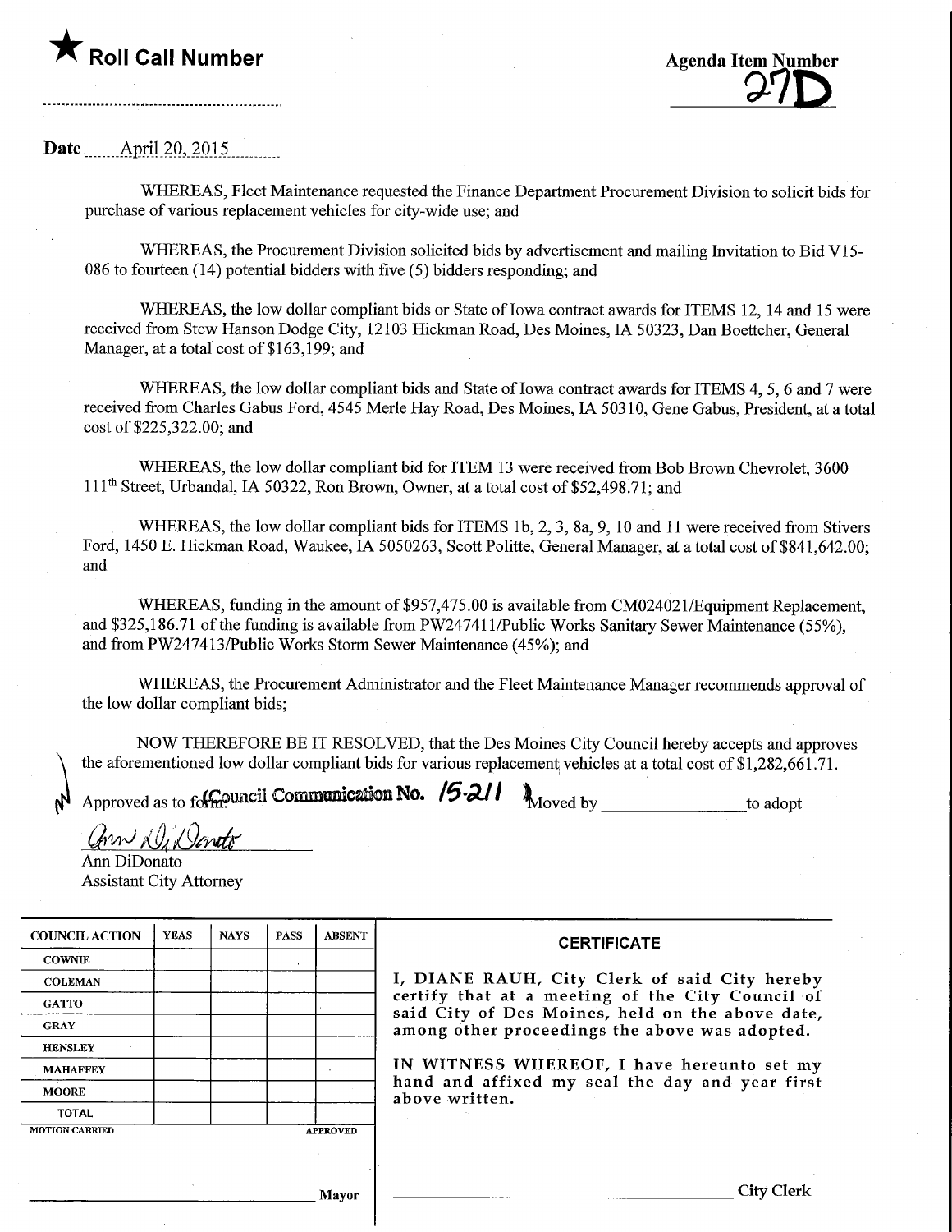★ **Roll Call Number**

**Agenda Item Number**
**27D**

**Date** April 20, 2015

WHEREAS, Fleet Maintenance requested the Finance Department Procurement Division to solicit bids for purchase of various replacement vehicles for city-wide use; and

WHEREAS, the Procurement Division solicited bids by advertisement and mailing Invitation to Bid V15-086 to fourteen (14) potential bidders with five (5) bidders responding; and

WHEREAS, the low dollar compliant bids or State of Iowa contract awards for ITEMS 12, 14 and 15 were received from Stew Hanson Dodge City, 12103 Hickman Road, Des Moines, IA 50323, Dan Boettcher, General Manager, at a total cost of $163,199; and

WHEREAS, the low dollar compliant bids and State of Iowa contract awards for ITEMS 4, 5, 6 and 7 were received from Charles Gabus Ford, 4545 Merle Hay Road, Des Moines, IA 50310, Gene Gabus, President, at a total cost of $225,322.00; and

WHEREAS, the low dollar compliant bid for ITEM 13 were received from Bob Brown Chevrolet, 3600 111th Street, Urbandal, IA 50322, Ron Brown, Owner, at a total cost of $52,498.71; and

WHEREAS, the low dollar compliant bids for ITEMS 1b, 2, 3, 8a, 9, 10 and 11 were received from Stivers Ford, 1450 E. Hickman Road, Waukee, IA 5050263, Scott Politte, General Manager, at a total cost of $841,642.00; and

WHEREAS, funding in the amount of $957,475.00 is available from CM024021/Equipment Replacement, and $325,186.71 of the funding is available from PW247411/Public Works Sanitary Sewer Maintenance (55%), and from PW247413/Public Works Storm Sewer Maintenance (45%); and

WHEREAS, the Procurement Administrator and the Fleet Maintenance Manager recommends approval of the low dollar compliant bids;

NOW THEREFORE BE IT RESOLVED, that the Des Moines City Council hereby accepts and approves the aforementioned low dollar compliant bids for various replacement vehicles at a total cost of $1,282,661.71.

Approved as to form. **Council Communication No. 15-211** Moved by ________________ to adopt

Ann DiDonato
Assistant City Attorney

| COUNCIL ACTION | YEAS | NAYS | PASS | ABSENT |
|---|---|---|---|---|
| COWNIE | | | | |
| COLEMAN | | | | |
| GATTO | | | | |
| GRAY | | | | |
| HENSLEY | | | | |
| MAHAFFEY | | | | |
| MOORE | | | | |
| TOTAL | | | | |
| MOTION CARRIED | | | | APPROVED |

________________________ Mayor

**CERTIFICATE**

I, DIANE RAUH, City Clerk of said City hereby certify that at a meeting of the City Council of said City of Des Moines, held on the above date, among other proceedings the above was adopted.

IN WITNESS WHEREOF, I have hereunto set my hand and affixed my seal the day and year first above written.

________________________ City Clerk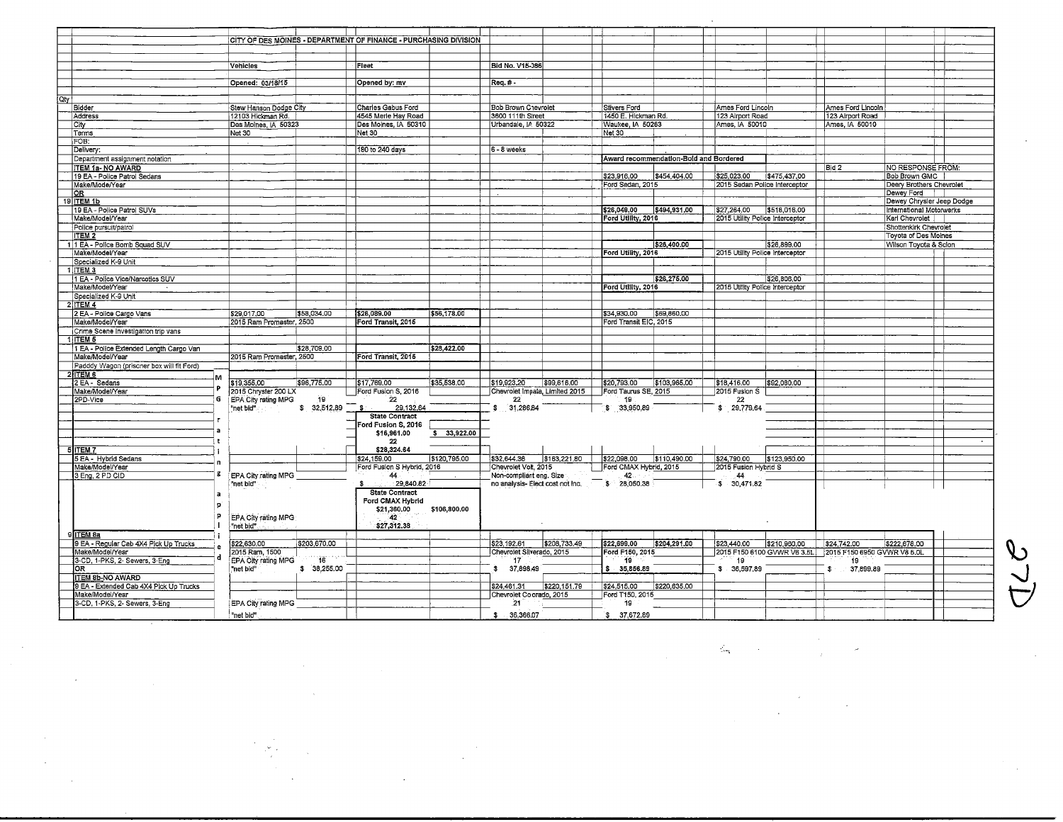CITY OF DES MOINES - DEPARTMENT OF FINANCE - PURCHASING DIVISION

Vehicles | Fleet | Bid No. V15-386

Opened: 03/18/15 | Opened by: mv | Req. # -

| Qty | | | | | | | | | | | | | | |
|---|---|---|---|---|---|---|---|---|---|---|---|---|---|---|
| | Bidder | Stew Hanson Dodge City | | Charles Gabus Ford | | Bob Brown Chevrolet | | Stivers Ford | | Ames Ford Lincoln | | Ames Ford Lincoln | | |
| | Address | 12103 Hickman Rd. | | 4545 Merle Hay Road | | 3600 111th Street | | 1450 E. Hickman Rd. | | 123 Airport Road | | 123 Airport Road | | |
| | City | Des Moines, IA 50323 | | Des Moines, IA 50310 | | Urbandale, IA 50322 | | Waukee, IA 50263 | | Ames, IA 50010 | | Ames, IA 50010 | | |
| | Terms | Net 30 | | Net 30 | | | | Net 30 | | | | | | |
| | FOB: | | | | | | | | | | | | | |
| | Delivery: | | | 180 to 240 days | | 6 - 8 weeks | | | | | | | | |
| | Department assignment notation | | | | | | | Award recommendation-Bold and Bordered | | | | | | |
| | ITEM 1a- NO AWARD | | | | | | | | | | | Bid 2 | NO RESPONSE FROM: | |
| | 19 EA - Police Patrol Sedans | | | | | | | $23,916.00 | $454,404.00 | $25,023.00 | $475,437.00 | | Bob Brown GMC | |
| | Make/Mode/Year | | | | | | | Ford Sedan, 2015 | | 2015 Sedan Police Interceptor | | | Deery Brothers Chevrolet | |
| | OR | | | | | | | | | | | | Dewey Ford | |
| 19 | ITEM 1b | | | | | | | | | | | | Dewey Chrysler Jeep Dodge | |
| | 19 EA - Police Patrol SUVs | | | | | | | **$26,049.00** | **$494,931.00** | $27,264.00 | $518,016.00 | | International Motorwerks | |
| | Make/Model/Year | | | | | | | **Ford Utility, 2016** | | 2015 Utility Police Interceptor | | | Karl Chevrolet | |
| | Police pursuit/patrol | | | | | | | | | | | | Shottenkirk Chevrolet | |
| | ITEM 2 | | | | | | | | | | | | Toyota of Des Moines | |
| 1 | 1 EA - Police Bomb Squad SUV | | | | | | | | **$26,400.00** | | $26,899.00 | | Wilson Toyota & Scion | |
| | Make/Model/Year | | | | | | | **Ford Utility, 2016** | | 2015 Utility Police Interceptor | | | | |
| | Specialized K-9 Unit | | | | | | | | | | | | | |
| 1 | ITEM 3 | | | | | | | | | | | | | |
| | 1 EA - Police Vice/Narcotics SUV | | | | | | | | **$26,275.00** | | $26,806.00 | | | |
| | Make/Model/Year | | | | | | | **Ford Utility, 2016** | | 2015 Utility Police Interceptor | | | | |
| | Specialized K-9 Unit | | | | | | | | | | | | | |
| 2 | ITEM 4 | | | | | | | | | | | | | |
| | 2 EA - Police Cargo Vans | $29,017.00 | $58,034.00 | **$28,089.00** | **$56,178.00** | | | $34,930.00 | $69,860.00 | | | | | |
| | Make/Model/Year | 2015 Ram Promaster, 2500 | | **Ford Transit, 2015** | | | | Ford Transit EIC, 2015 | | | | | | |
| | Crime Scene Investigation trip vans | | | | | | | | | | | | | |
| 1 | ITEM 5 | | | | | | | | | | | | | |
| | 1 EA - Police Extended Length Cargo Van | | $28,709.00 | | **$28,422.00** | | | | | | | | | |
| | Make/Model/Year | 2015 Ram Promaster, 2500 | | **Ford Transit, 2015** | | | | | | | | | | |
| | Paddy Wagon (prisoner box will fit Ford) | | | | | | | | | | | | | |
| 2 | ITEM 6 | | | | | | | | | | | | | |
| | 2 EA - Sedans | $19,355.00 | $96,775.00 | $17,769.00 | $35,538.00 | $19,923.20 | $99,616.00 | $20,793.00 | $103,965.00 | $18,416.00 | $92,080.00 | | | |
| | Make/Model/Year | 2015 Chrysler 200 LX | | Ford Fusion S, 2016 | | Chevrolet Impala, Limited 2015 | | Ford Taurus SE, 2015 | | 2015 Fusion S | | | | |
| | 2PD-Vice | EPA City rating MPG | 19 | 22 | | 22 | | 19 | | 22 | | | | |
| | | "net bid" | $ 32,512.89 | $ 29,132.64 | | $ 31,286.84 | | $ 33,950.89 | | $ 29,779.64 | | | | |
| | | | | **State Contract** | | | | | | | | | | |
| | | | | **Ford Fusion S, 2016** | | | | | | | | | | |
| | | | | **$16,961.00** | **$ 33,922.00** | | | | | | | | | |
| | | | | **22** | | | | | | | | | | |
| 5 | ITEM 7 | | | **$28,324.64** | | | | | | | | | | |
| | 5 EA - Hybrid Sedans | | | $24,159.00 | $120,795.00 | $32,644.36 | $163,221.80 | $22,098.00 | $110,490.00 | $24,790.00 | $123,950.00 | | | |
| | Make/Model/Year | | | Ford Fusion S Hybrid, 2016 | | Chevrolet Volt, 2015 | | Ford CMAX Hybrid, 2015 | | 2015 Fusion Hybrid S | | | | |
| | 3 Eng, 2 PD CID | EPA City rating MPG | | 44 | | Non-compliant eng. Size | | 42 | | 44 | | | | |
| | | "net bid" | | $ 29,840.82 | | no analysis- Elect cost not inc. | | $ 28,050.38 | | $ 30,471.82 | | | | |
| | | | | **State Contract** | | | | | | | | | | |
| | | | | **Ford CMAX Hybrid** | | | | | | | | | | |
| | | | | **$21,360.00** | **$106,800.00** | | | | | | | | | |
| | | EPA City rating MPG | | **42** | | | | | | | | | | |
| | | "net bid" | | **$27,312.38** | | | | | | | | | | |
| 9 | ITEM 8a | | | | | | | | | | | | | |
| | 9 EA - Regular Cab 4X4 Pick Up Trucks | $22,630.00 | $203,670.00 | | | $23,192.61 | $208,733.49 | **$22,699.00** | **$204,291.00** | $23,440.00 | $210,960.00 | $24,742.00 | $222,678.00 | |
| | Make/Model/Year | 2015 Ram, 1500 | | | | Chevrolet Silverado, 2015 | | **Ford F150, 2015** | | 2015 F150 6100 GVWR V6 3.5L | | 2015 F150 6950 GVWR V8 5.0L | | |
| | 3-CD, 1-PKS, 2- Sewers, 3-Eng | EPA City rating MPG | 16 | | | 17 | | **19** | | 19 | | 19 | | |
| | OR | "net bid" | $ 38,255.00 | | | $ 37,898.49 | | **$ 35,856.89** | | $ 36,597.89 | | $ 37,899.89 | | |
| | ITEM 8b-NO AWARD | | | | | | | | | | | | | |
| | 9 EA - Extended Cab 4X4 Pick Up Trucks | | | | | $24,461.31 | $220,151.79 | $24,515.00 | $220,635.00 | | | | | |
| | Make/Model/Year | | | | | Chevrolet Colorado, 2015 | | Ford T150, 2015 | | | | | | |
| | 3-CD, 1-PKS, 2- Sewers, 3-Eng | EPA City rating MPG | | | | 21 | | 19 | | | | | | |
| | | "net bid" | | | | $ 35,366.07 | | $ 37,672.89 | | | | | | |

MPG Rating Applied (ITEMS 6 – 8)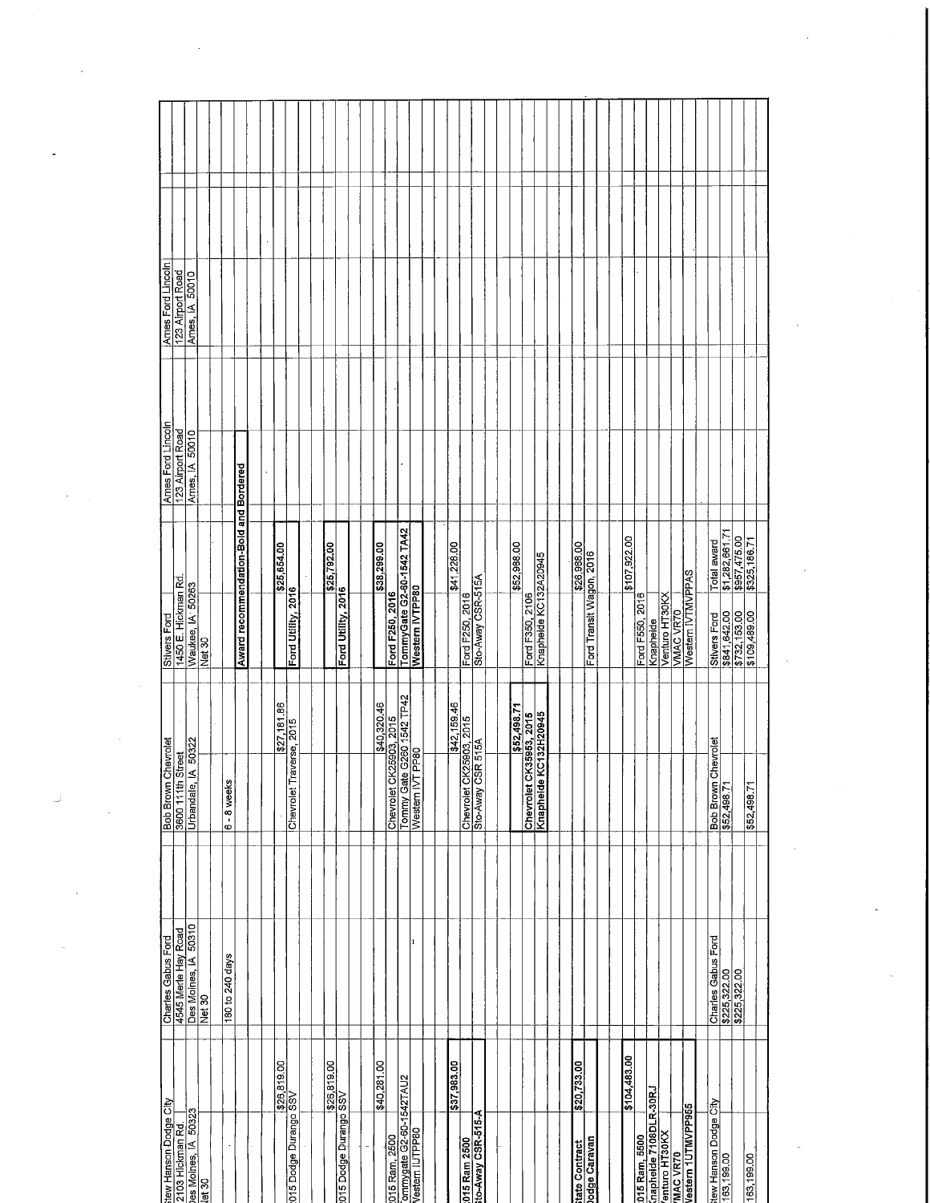| tew Hanson Dodge City | Charles Gabus Ford | Bob Brown Chevrolet | Stivers Ford | | Ames Ford Lincoln | Ames Ford Lincoln |
|---|---|---|---|---|---|---|
| 2103 Hickman Rd. | 4545 Merle Hay Road | 3600 111th Street | 1450 E. Hickman Rd. | | 123 Airport Road | 123 Airport Road |
| es Moines, IA 50323 | Des Moines, IA 50310 | Urbandale, IA 50322 | Waukee, IA 50263 | | Ames, IA 50010 | Ames, IA 50010 |
| et 30 | Net 30 | | Net 30 | | | |
| | 180 to 240 days | 6 - 8 weeks | | | | |
| | | | **Award recommendation-Bold and Bordered** | | | |
| 015 Dodge Durango SSV $26,819.00 | | Chevrolet Traverse, 2015 $27,181.86 | **Ford Utility, 2016 $25,654.00** | | | |
| 015 Dodge Durango SSV $26,819.00 | | | **Ford Utility, 2016 $25,792.00** | | | |
| 015 Ram 2500<br>ommygate G2-60-1542TAU2<br>Vestern IUTPP80<br>$40,281.00 | | Chevrolet CK25903, 2015<br>Tommy Gate G260 1542 TP42<br>Western IVT PP80<br>$40,320.46 | **Ford F250, 2016<br>TommyGate G2-60-1542 TA42<br>Western IVTPP80<br>$38,298.00** | | | |
| **015 Ram 2500<br>to-Away CSR-515-A<br>$37,983.00** | | Chevrolet CK25903, 2015<br>Sto-Away CSR 515A<br>$42,159.46 | Ford F250, 2016<br>Sto-Away CSR-515A<br>$41,228.00 | | | |
| | | **Chevrolet CK35903, 2015<br>Knapheide KC132H20945<br>$52,498.71** | Ford F350, 2106<br>Knapheide KC132A20945<br>$52,988.00 | | | |
| **tate Contract<br>odge Caravan<br>$20,733.00** | | | Ford Transit Wagon, 2016<br>$26,988.00 | | | |
| **015 Ram 5500<br>napheide 7108DLR-30RJ<br>enturo HT30KX<br>VMAC VR70<br>Vestern 1UTMVPP955<br>$104,483.00** | | | Ford F550, 2016<br>Knapheide<br>Venturo HT30KX<br>VMAC VR70<br>Western IVTMVPPAS<br>$107,922.00 | | | |
| tew Hanson Dodge City | Charles Gabus Ford | Bob Brown Chevrolet | Stivers Ford | Total award | | |
| 163,199.00 | $225,322.00 | $52,498.71 | $841,642.00 | $1,282,661.71 | | |
| | $225,322.00 | | $732,153.00 | $957,475.00 | | |
| 163,199.00 | | $52,498.71 | $109,489.00 | $325,186.71 | | |